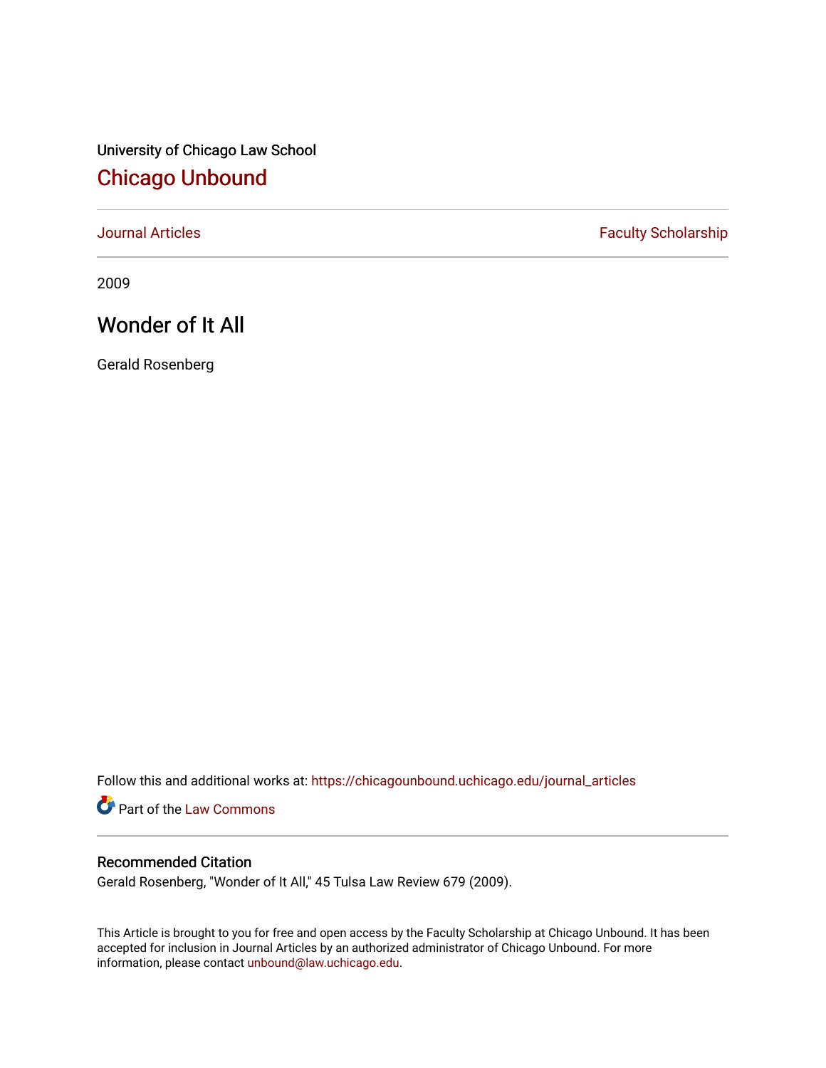University of Chicago Law School

# Chicago Unbound

Journal Articles | Faculty Scholarship

2009

## Wonder of It All

Gerald Rosenberg

Follow this and additional works at: https://chicagounbound.uchicago.edu/journal_articles

Part of the Law Commons

### Recommended Citation

Gerald Rosenberg, "Wonder of It All," 45 Tulsa Law Review 679 (2009).

This Article is brought to you for free and open access by the Faculty Scholarship at Chicago Unbound. It has been accepted for inclusion in Journal Articles by an authorized administrator of Chicago Unbound. For more information, please contact unbound@law.uchicago.edu.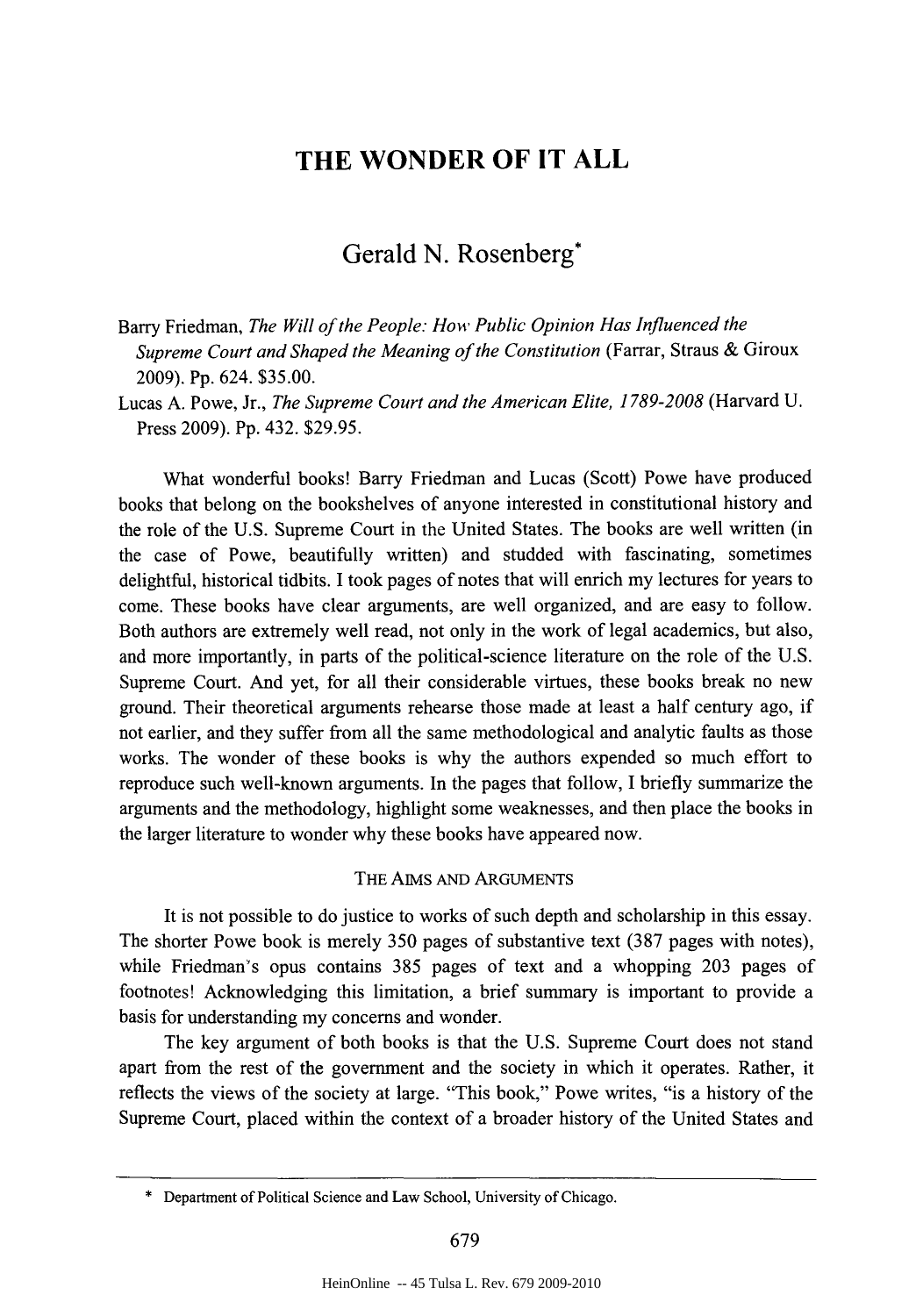# THE WONDER OF IT ALL

## Gerald N. Rosenberg*

Barry Friedman, *The Will of the People: How Public Opinion Has Influenced the Supreme Court and Shaped the Meaning of the Constitution* (Farrar, Straus & Giroux 2009). Pp. 624. $35.00.

Lucas A. Powe, Jr., *The Supreme Court and the American Elite, 1789-2008* (Harvard U. Press 2009). Pp. 432. $29.95.

What wonderful books! Barry Friedman and Lucas (Scott) Powe have produced books that belong on the bookshelves of anyone interested in constitutional history and the role of the U.S. Supreme Court in the United States. The books are well written (in the case of Powe, beautifully written) and studded with fascinating, sometimes delightful, historical tidbits. I took pages of notes that will enrich my lectures for years to come. These books have clear arguments, are well organized, and are easy to follow. Both authors are extremely well read, not only in the work of legal academics, but also, and more importantly, in parts of the political-science literature on the role of the U.S. Supreme Court. And yet, for all their considerable virtues, these books break no new ground. Their theoretical arguments rehearse those made at least a half century ago, if not earlier, and they suffer from all the same methodological and analytic faults as those works. The wonder of these books is why the authors expended so much effort to reproduce such well-known arguments. In the pages that follow, I briefly summarize the arguments and the methodology, highlight some weaknesses, and then place the books in the larger literature to wonder why these books have appeared now.

### THE AIMS AND ARGUMENTS

It is not possible to do justice to works of such depth and scholarship in this essay. The shorter Powe book is merely 350 pages of substantive text (387 pages with notes), while Friedman's opus contains 385 pages of text and a whopping 203 pages of footnotes! Acknowledging this limitation, a brief summary is important to provide a basis for understanding my concerns and wonder.

The key argument of both books is that the U.S. Supreme Court does not stand apart from the rest of the government and the society in which it operates. Rather, it reflects the views of the society at large. "This book," Powe writes, "is a history of the Supreme Court, placed within the context of a broader history of the United States and

---

\* Department of Political Science and Law School, University of Chicago.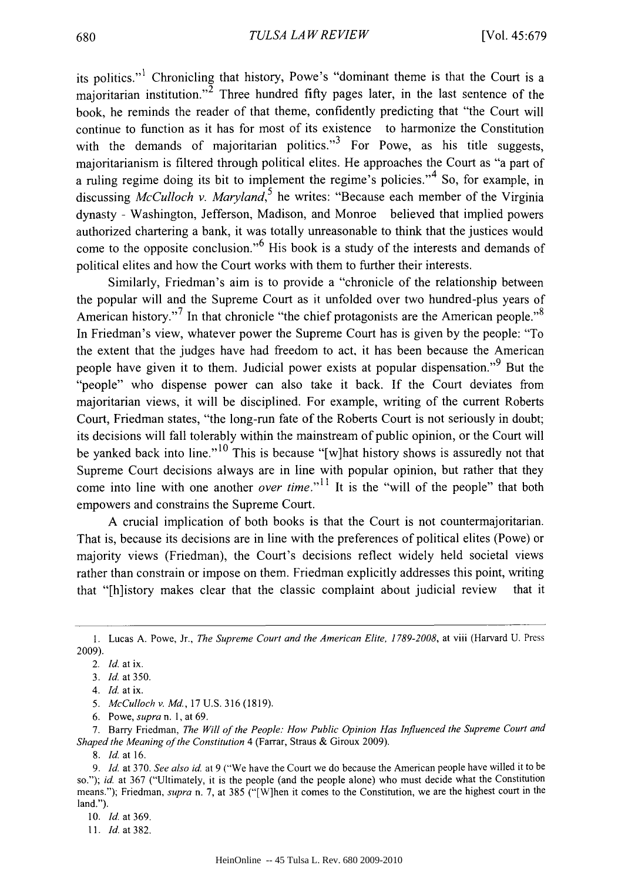its politics."[1] Chronicling that history, Powe's "dominant theme is that the Court is a majoritarian institution."[2] Three hundred fifty pages later, in the last sentence of the book, he reminds the reader of that theme, confidently predicting that "the Court will continue to function as it has for most of its existence to harmonize the Constitution with the demands of majoritarian politics."[3] For Powe, as his title suggests, majoritarianism is filtered through political elites. He approaches the Court as "a part of a ruling regime doing its bit to implement the regime's policies."[4] So, for example, in discussing *McCulloch v. Maryland*,[5] he writes: "Because each member of the Virginia dynasty - Washington, Jefferson, Madison, and Monroe believed that implied powers authorized chartering a bank, it was totally unreasonable to think that the justices would come to the opposite conclusion."[6] His book is a study of the interests and demands of political elites and how the Court works with them to further their interests.

Similarly, Friedman's aim is to provide a "chronicle of the relationship between the popular will and the Supreme Court as it unfolded over two hundred-plus years of American history."[7] In that chronicle "the chief protagonists are the American people."[8] In Friedman's view, whatever power the Supreme Court has is given by the people: "To the extent that the judges have had freedom to act, it has been because the American people have given it to them. Judicial power exists at popular dispensation."[9] But the "people" who dispense power can also take it back. If the Court deviates from majoritarian views, it will be disciplined. For example, writing of the current Roberts Court, Friedman states, "the long-run fate of the Roberts Court is not seriously in doubt; its decisions will fall tolerably within the mainstream of public opinion, or the Court will be yanked back into line."[10] This is because "[w]hat history shows is assuredly not that Supreme Court decisions always are in line with popular opinion, but rather that they come into line with one another *over time*."[11] It is the "will of the people" that both empowers and constrains the Supreme Court.

A crucial implication of both books is that the Court is not countermajoritarian. That is, because its decisions are in line with the preferences of political elites (Powe) or majority views (Friedman), the Court's decisions reflect widely held societal views rather than constrain or impose on them. Friedman explicitly addresses this point, writing that "[h]istory makes clear that the classic complaint about judicial review that it

---

1. Lucas A. Powe, Jr., *The Supreme Court and the American Elite, 1789-2008*, at viii (Harvard U. Press 2009).

2. *Id.* at ix.

3. *Id.* at 350.

4. *Id.* at ix.

5. *McCulloch v. Md.*, 17 U.S. 316 (1819).

6. Powe, *supra* n. 1, at 69.

7. Barry Friedman, *The Will of the People: How Public Opinion Has Influenced the Supreme Court and Shaped the Meaning of the Constitution* 4 (Farrar, Straus & Giroux 2009).

8. *Id.* at 16.

9. *Id.* at 370. *See also id.* at 9 ("We have the Court we do because the American people have willed it to be so."); *id.* at 367 ("Ultimately, it is the people (and the people alone) who must decide what the Constitution means."); Friedman, *supra* n. 7, at 385 ("[W]hen it comes to the Constitution, we are the highest court in the land.").

10. *Id.* at 369.

11. *Id.* at 382.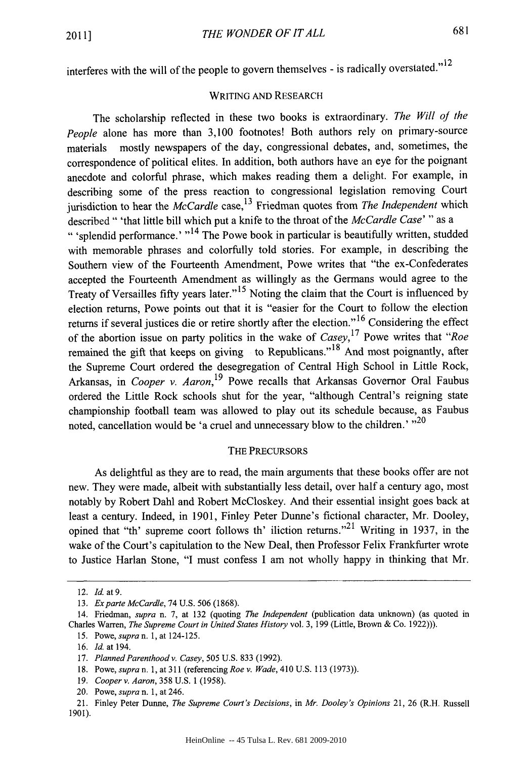interferes with the will of the people to govern themselves - is radically overstated."[12]

## WRITING AND RESEARCH

The scholarship reflected in these two books is extraordinary. *The Will of the People* alone has more than 3,100 footnotes! Both authors rely on primary-source materials mostly newspapers of the day, congressional debates, and, sometimes, the correspondence of political elites. In addition, both authors have an eye for the poignant anecdote and colorful phrase, which makes reading them a delight. For example, in describing some of the press reaction to congressional legislation removing Court jurisdiction to hear the *McCardle* case,[13] Friedman quotes from *The Independent* which described " 'that little bill which put a knife to the throat of the *McCardle Case*' " as a " 'splendid performance.' "[14] The Powe book in particular is beautifully written, studded with memorable phrases and colorfully told stories. For example, in describing the Southern view of the Fourteenth Amendment, Powe writes that "the ex-Confederates accepted the Fourteenth Amendment as willingly as the Germans would agree to the Treaty of Versailles fifty years later."[15] Noting the claim that the Court is influenced by election returns, Powe points out that it is "easier for the Court to follow the election returns if several justices die or retire shortly after the election."[16] Considering the effect of the abortion issue on party politics in the wake of *Casey*,[17] Powe writes that "*Roe* remained the gift that keeps on giving to Republicans."[18] And most poignantly, after the Supreme Court ordered the desegregation of Central High School in Little Rock, Arkansas, in *Cooper v. Aaron*,[19] Powe recalls that Arkansas Governor Oral Faubus ordered the Little Rock schools shut for the year, "although Central's reigning state championship football team was allowed to play out its schedule because, as Faubus noted, cancellation would be 'a cruel and unnecessary blow to the children.' "[20]

## THE PRECURSORS

As delightful as they are to read, the main arguments that these books offer are not new. They were made, albeit with substantially less detail, over half a century ago, most notably by Robert Dahl and Robert McCloskey. And their essential insight goes back at least a century. Indeed, in 1901, Finley Peter Dunne's fictional character, Mr. Dooley, opined that "th' supreme coort follows th' iliction returns."[21] Writing in 1937, in the wake of the Court's capitulation to the New Deal, then Professor Felix Frankfurter wrote to Justice Harlan Stone, "I must confess I am not wholly happy in thinking that Mr.

---

12. *Id.* at 9.

13. *Ex parte McCardle*, 74 U.S. 506 (1868).

14. Friedman, *supra* n. 7, at 132 (quoting *The Independent* (publication data unknown) (as quoted in Charles Warren, *The Supreme Court in United States History* vol. 3, 199 (Little, Brown & Co. 1922))).

15. Powe, *supra* n. 1, at 124-125.

16. *Id.* at 194.

17. *Planned Parenthood v. Casey*, 505 U.S. 833 (1992).

18. Powe, *supra* n. 1, at 311 (referencing *Roe v. Wade*, 410 U.S. 113 (1973)).

19. *Cooper v. Aaron*, 358 U.S. 1 (1958).

20. Powe, *supra* n. 1, at 246.

21. Finley Peter Dunne, *The Supreme Court's Decisions*, in *Mr. Dooley's Opinions* 21, 26 (R.H. Russell 1901).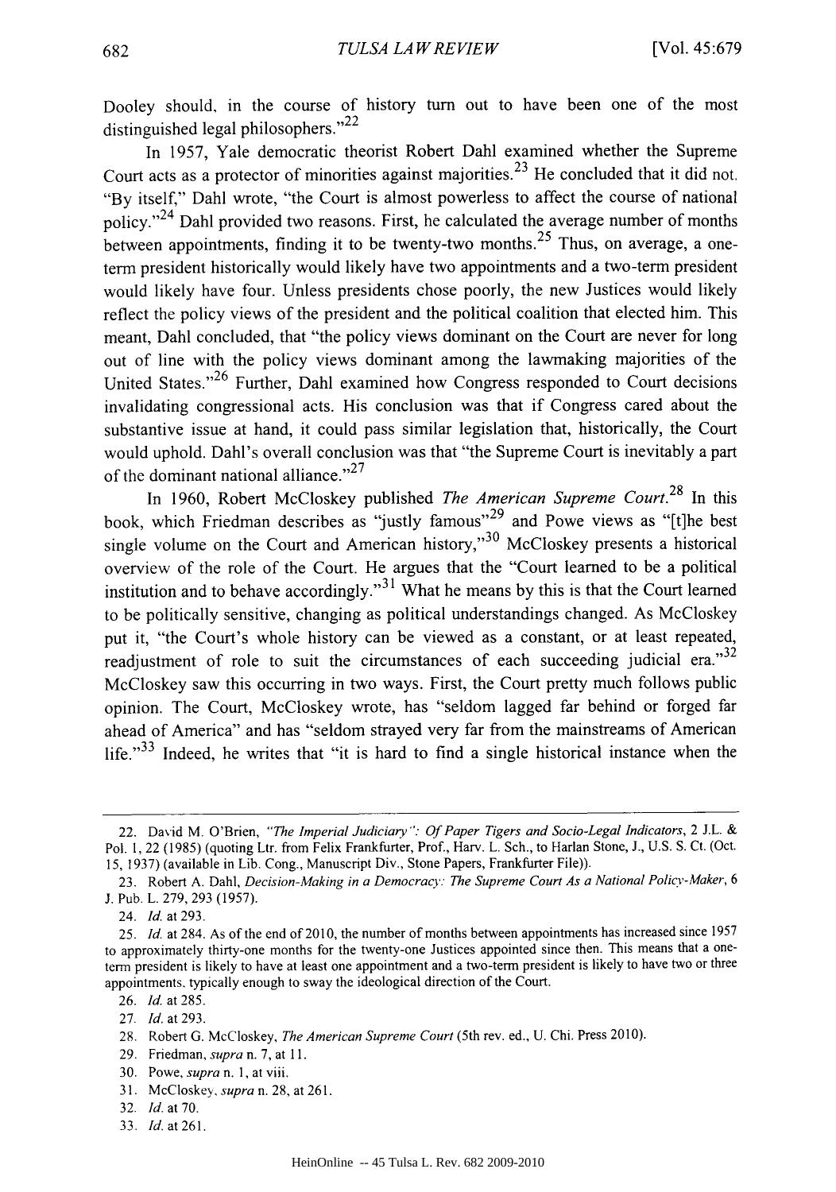Dooley should, in the course of history turn out to have been one of the most distinguished legal philosophers."[22]

In 1957, Yale democratic theorist Robert Dahl examined whether the Supreme Court acts as a protector of minorities against majorities.[23] He concluded that it did not. "By itself," Dahl wrote, "the Court is almost powerless to affect the course of national policy."[24] Dahl provided two reasons. First, he calculated the average number of months between appointments, finding it to be twenty-two months.[25] Thus, on average, a one-term president historically would likely have two appointments and a two-term president would likely have four. Unless presidents chose poorly, the new Justices would likely reflect the policy views of the president and the political coalition that elected him. This meant, Dahl concluded, that "the policy views dominant on the Court are never for long out of line with the policy views dominant among the lawmaking majorities of the United States."[26] Further, Dahl examined how Congress responded to Court decisions invalidating congressional acts. His conclusion was that if Congress cared about the substantive issue at hand, it could pass similar legislation that, historically, the Court would uphold. Dahl's overall conclusion was that "the Supreme Court is inevitably a part of the dominant national alliance."[27]

In 1960, Robert McCloskey published *The American Supreme Court.*[28] In this book, which Friedman describes as "justly famous"[29] and Powe views as "[t]he best single volume on the Court and American history,"[30] McCloskey presents a historical overview of the role of the Court. He argues that the "Court learned to be a political institution and to behave accordingly."[31] What he means by this is that the Court learned to be politically sensitive, changing as political understandings changed. As McCloskey put it, "the Court's whole history can be viewed as a constant, or at least repeated, readjustment of role to suit the circumstances of each succeeding judicial era."[32] McCloskey saw this occurring in two ways. First, the Court pretty much follows public opinion. The Court, McCloskey wrote, has "seldom lagged far behind or forged far ahead of America" and has "seldom strayed very far from the mainstreams of American life."[33] Indeed, he writes that "it is hard to find a single historical instance when the

---

22. David M. O'Brien, *"The Imperial Judiciary": Of Paper Tigers and Socio-Legal Indicators*, 2 J.L. & Pol. 1, 22 (1985) (quoting Ltr. from Felix Frankfurter, Prof., Harv. L. Sch., to Harlan Stone, J., U.S. S. Ct. (Oct. 15, 1937) (available in Lib. Cong., Manuscript Div., Stone Papers, Frankfurter File)).

23. Robert A. Dahl, *Decision-Making in a Democracy: The Supreme Court As a National Policy-Maker*, 6 J. Pub. L. 279, 293 (1957).

24. *Id.* at 293.

25. *Id.* at 284. As of the end of 2010, the number of months between appointments has increased since 1957 to approximately thirty-one months for the twenty-one Justices appointed since then. This means that a one-term president is likely to have at least one appointment and a two-term president is likely to have two or three appointments, typically enough to sway the ideological direction of the Court.

26. *Id.* at 285.

27. *Id.* at 293.

28. Robert G. McCloskey, *The American Supreme Court* (5th rev. ed., U. Chi. Press 2010).

29. Friedman, *supra* n. 7, at 11.

30. Powe, *supra* n. 1, at viii.

31. McCloskey, *supra* n. 28, at 261.

32. *Id.* at 70.

33. *Id.* at 261.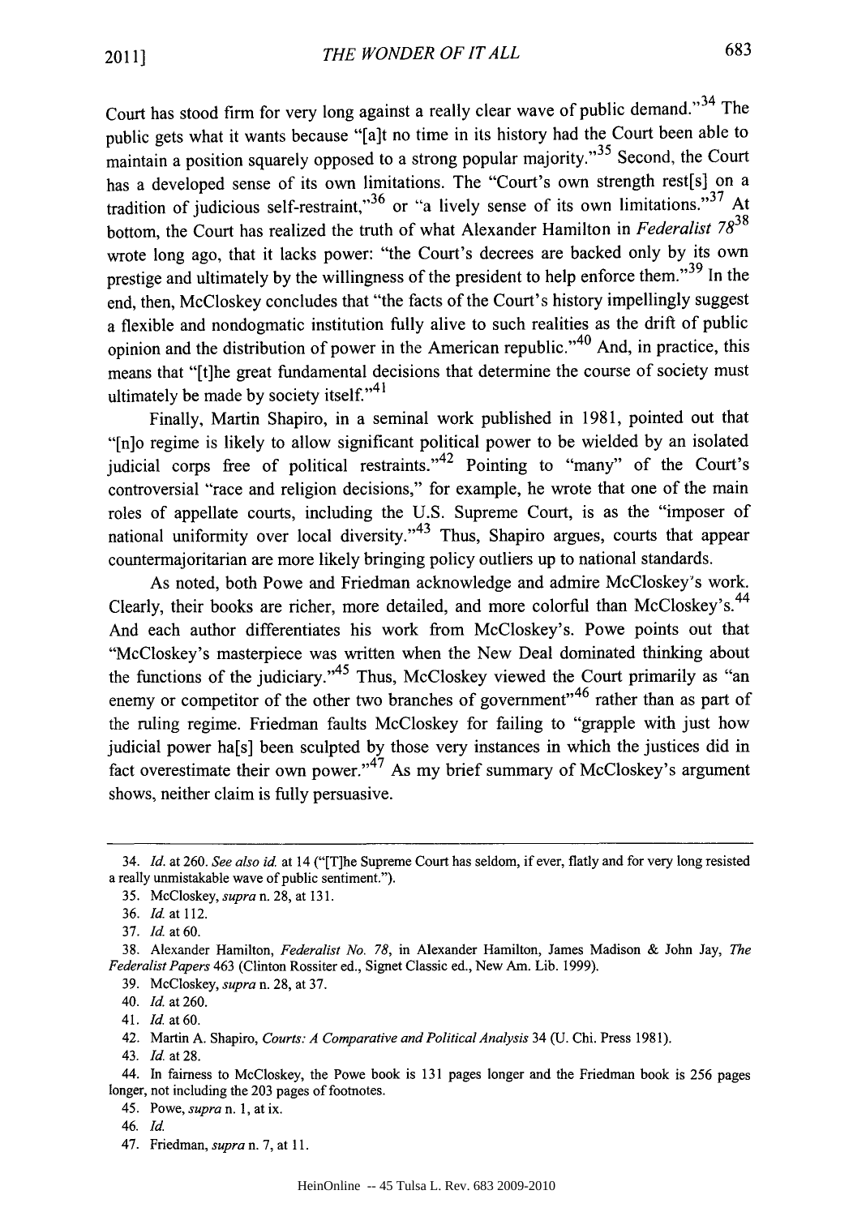Court has stood firm for very long against a really clear wave of public demand."[34] The public gets what it wants because "[a]t no time in its history had the Court been able to maintain a position squarely opposed to a strong popular majority."[35] Second, the Court has a developed sense of its own limitations. The "Court's own strength rest[s] on a tradition of judicious self-restraint,"[36] or "a lively sense of its own limitations."[37] At bottom, the Court has realized the truth of what Alexander Hamilton in *Federalist 78*[38] wrote long ago, that it lacks power: "the Court's decrees are backed only by its own prestige and ultimately by the willingness of the president to help enforce them."[39] In the end, then, McCloskey concludes that "the facts of the Court's history impellingly suggest a flexible and nondogmatic institution fully alive to such realities as the drift of public opinion and the distribution of power in the American republic."[40] And, in practice, this means that "[t]he great fundamental decisions that determine the course of society must ultimately be made by society itself."[41]

Finally, Martin Shapiro, in a seminal work published in 1981, pointed out that "[n]o regime is likely to allow significant political power to be wielded by an isolated judicial corps free of political restraints."[42] Pointing to "many" of the Court's controversial "race and religion decisions," for example, he wrote that one of the main roles of appellate courts, including the U.S. Supreme Court, is as the "imposer of national uniformity over local diversity."[43] Thus, Shapiro argues, courts that appear countermajoritarian are more likely bringing policy outliers up to national standards.

As noted, both Powe and Friedman acknowledge and admire McCloskey's work. Clearly, their books are richer, more detailed, and more colorful than McCloskey's.[44] And each author differentiates his work from McCloskey's. Powe points out that "McCloskey's masterpiece was written when the New Deal dominated thinking about the functions of the judiciary."[45] Thus, McCloskey viewed the Court primarily as "an enemy or competitor of the other two branches of government"[46] rather than as part of the ruling regime. Friedman faults McCloskey for failing to "grapple with just how judicial power ha[s] been sculpted by those very instances in which the justices did in fact overestimate their own power."[47] As my brief summary of McCloskey's argument shows, neither claim is fully persuasive.

---

34. *Id.* at 260. *See also id.* at 14 ("[T]he Supreme Court has seldom, if ever, flatly and for very long resisted a really unmistakable wave of public sentiment.").

35. McCloskey, *supra* n. 28, at 131.

36. *Id.* at 112.

37. *Id.* at 60.

38. Alexander Hamilton, *Federalist No. 78*, in Alexander Hamilton, James Madison & John Jay, *The Federalist Papers* 463 (Clinton Rossiter ed., Signet Classic ed., New Am. Lib. 1999).

39. McCloskey, *supra* n. 28, at 37.

40. *Id.* at 260.

41. *Id.* at 60.

42. Martin A. Shapiro, *Courts: A Comparative and Political Analysis* 34 (U. Chi. Press 1981).

43. *Id.* at 28.

44. In fairness to McCloskey, the Powe book is 131 pages longer and the Friedman book is 256 pages longer, not including the 203 pages of footnotes.

45. Powe, *supra* n. 1, at ix.

46. *Id.*

47. Friedman, *supra* n. 7, at 11.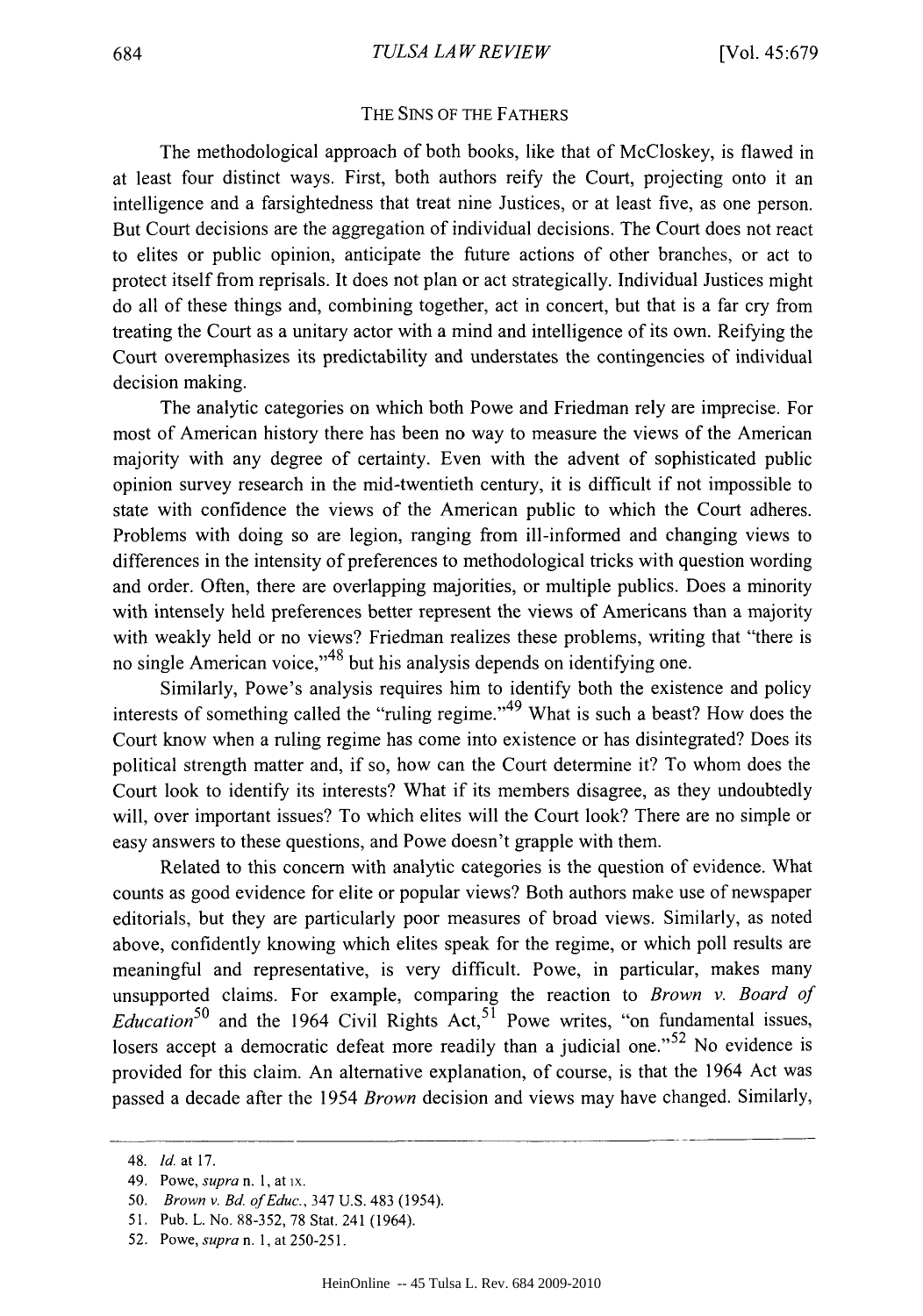## THE SINS OF THE FATHERS

The methodological approach of both books, like that of McCloskey, is flawed in at least four distinct ways. First, both authors reify the Court, projecting onto it an intelligence and a farsightedness that treat nine Justices, or at least five, as one person. But Court decisions are the aggregation of individual decisions. The Court does not react to elites or public opinion, anticipate the future actions of other branches, or act to protect itself from reprisals. It does not plan or act strategically. Individual Justices might do all of these things and, combining together, act in concert, but that is a far cry from treating the Court as a unitary actor with a mind and intelligence of its own. Reifying the Court overemphasizes its predictability and understates the contingencies of individual decision making.

The analytic categories on which both Powe and Friedman rely are imprecise. For most of American history there has been no way to measure the views of the American majority with any degree of certainty. Even with the advent of sophisticated public opinion survey research in the mid-twentieth century, it is difficult if not impossible to state with confidence the views of the American public to which the Court adheres. Problems with doing so are legion, ranging from ill-informed and changing views to differences in the intensity of preferences to methodological tricks with question wording and order. Often, there are overlapping majorities, or multiple publics. Does a minority with intensely held preferences better represent the views of Americans than a majority with weakly held or no views? Friedman realizes these problems, writing that "there is no single American voice,"[48] but his analysis depends on identifying one.

Similarly, Powe's analysis requires him to identify both the existence and policy interests of something called the "ruling regime."[49] What is such a beast? How does the Court know when a ruling regime has come into existence or has disintegrated? Does its political strength matter and, if so, how can the Court determine it? To whom does the Court look to identify its interests? What if its members disagree, as they undoubtedly will, over important issues? To which elites will the Court look? There are no simple or easy answers to these questions, and Powe doesn't grapple with them.

Related to this concern with analytic categories is the question of evidence. What counts as good evidence for elite or popular views? Both authors make use of newspaper editorials, but they are particularly poor measures of broad views. Similarly, as noted above, confidently knowing which elites speak for the regime, or which poll results are meaningful and representative, is very difficult. Powe, in particular, makes many unsupported claims. For example, comparing the reaction to *Brown v. Board of Education*[50] and the 1964 Civil Rights Act,[51] Powe writes, "on fundamental issues, losers accept a democratic defeat more readily than a judicial one."[52] No evidence is provided for this claim. An alternative explanation, of course, is that the 1964 Act was passed a decade after the 1954 *Brown* decision and views may have changed. Similarly,

---

48. *Id.* at 17.

49. Powe, *supra* n. 1, at ix.

50. *Brown v. Bd. of Educ.*, 347 U.S. 483 (1954).

51. Pub. L. No. 88-352, 78 Stat. 241 (1964).

52. Powe, *supra* n. 1, at 250-251.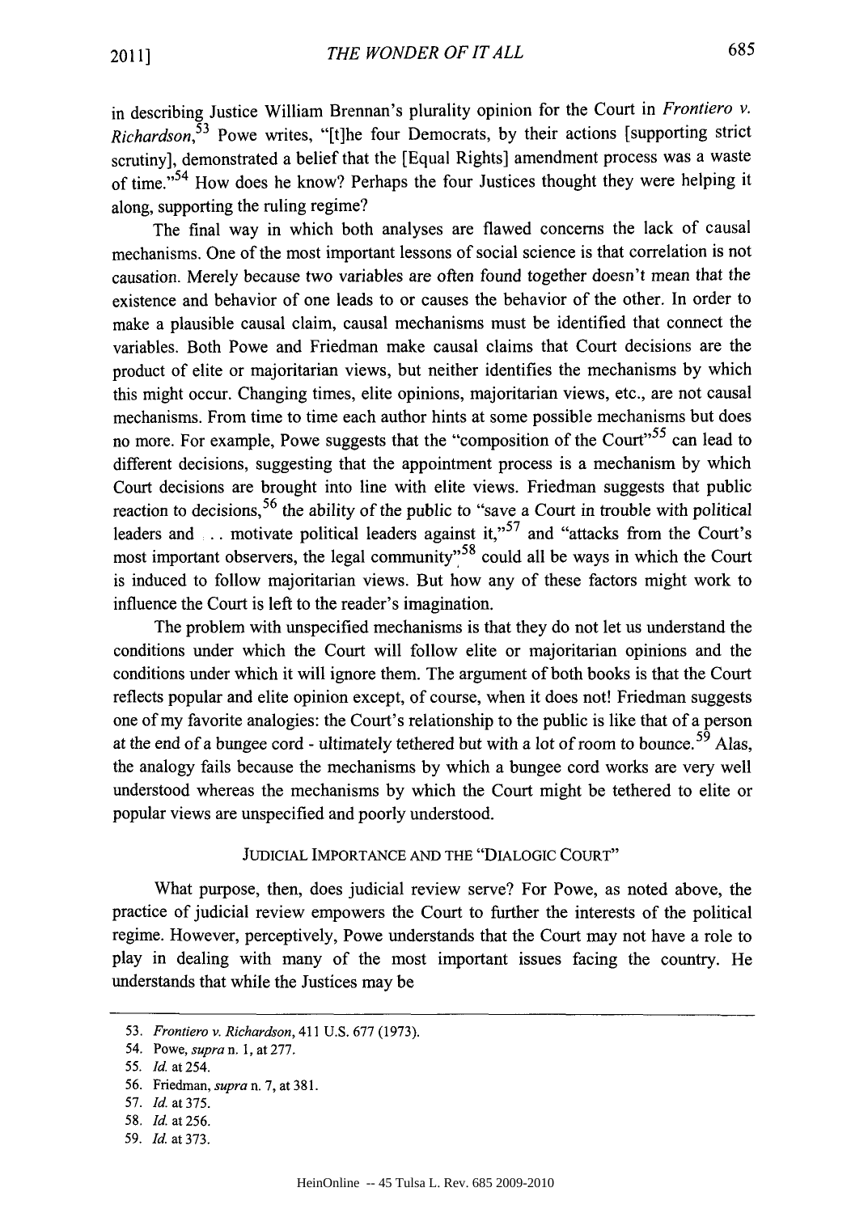in describing Justice William Brennan's plurality opinion for the Court in *Frontiero v. Richardson*,[53] Powe writes, "[t]he four Democrats, by their actions [supporting strict scrutiny], demonstrated a belief that the [Equal Rights] amendment process was a waste of time."[54] How does he know? Perhaps the four Justices thought they were helping it along, supporting the ruling regime?

The final way in which both analyses are flawed concerns the lack of causal mechanisms. One of the most important lessons of social science is that correlation is not causation. Merely because two variables are often found together doesn't mean that the existence and behavior of one leads to or causes the behavior of the other. In order to make a plausible causal claim, causal mechanisms must be identified that connect the variables. Both Powe and Friedman make causal claims that Court decisions are the product of elite or majoritarian views, but neither identifies the mechanisms by which this might occur. Changing times, elite opinions, majoritarian views, etc., are not causal mechanisms. From time to time each author hints at some possible mechanisms but does no more. For example, Powe suggests that the "composition of the Court"[55] can lead to different decisions, suggesting that the appointment process is a mechanism by which Court decisions are brought into line with elite views. Friedman suggests that public reaction to decisions,[56] the ability of the public to "save a Court in trouble with political leaders and . . . motivate political leaders against it,"[57] and "attacks from the Court's most important observers, the legal community"[58] could all be ways in which the Court is induced to follow majoritarian views. But how any of these factors might work to influence the Court is left to the reader's imagination.

The problem with unspecified mechanisms is that they do not let us understand the conditions under which the Court will follow elite or majoritarian opinions and the conditions under which it will ignore them. The argument of both books is that the Court reflects popular and elite opinion except, of course, when it does not! Friedman suggests one of my favorite analogies: the Court's relationship to the public is like that of a person at the end of a bungee cord - ultimately tethered but with a lot of room to bounce.[59] Alas, the analogy fails because the mechanisms by which a bungee cord works are very well understood whereas the mechanisms by which the Court might be tethered to elite or popular views are unspecified and poorly understood.

## JUDICIAL IMPORTANCE AND THE "DIALOGIC COURT"

What purpose, then, does judicial review serve? For Powe, as noted above, the practice of judicial review empowers the Court to further the interests of the political regime. However, perceptively, Powe understands that the Court may not have a role to play in dealing with many of the most important issues facing the country. He understands that while the Justices may be

---

53. *Frontiero v. Richardson*, 411 U.S. 677 (1973).

54. Powe, *supra* n. 1, at 277.

55. *Id.* at 254.

56. Friedman, *supra* n. 7, at 381.

57. *Id.* at 375.

58. *Id.* at 256.

59. *Id.* at 373.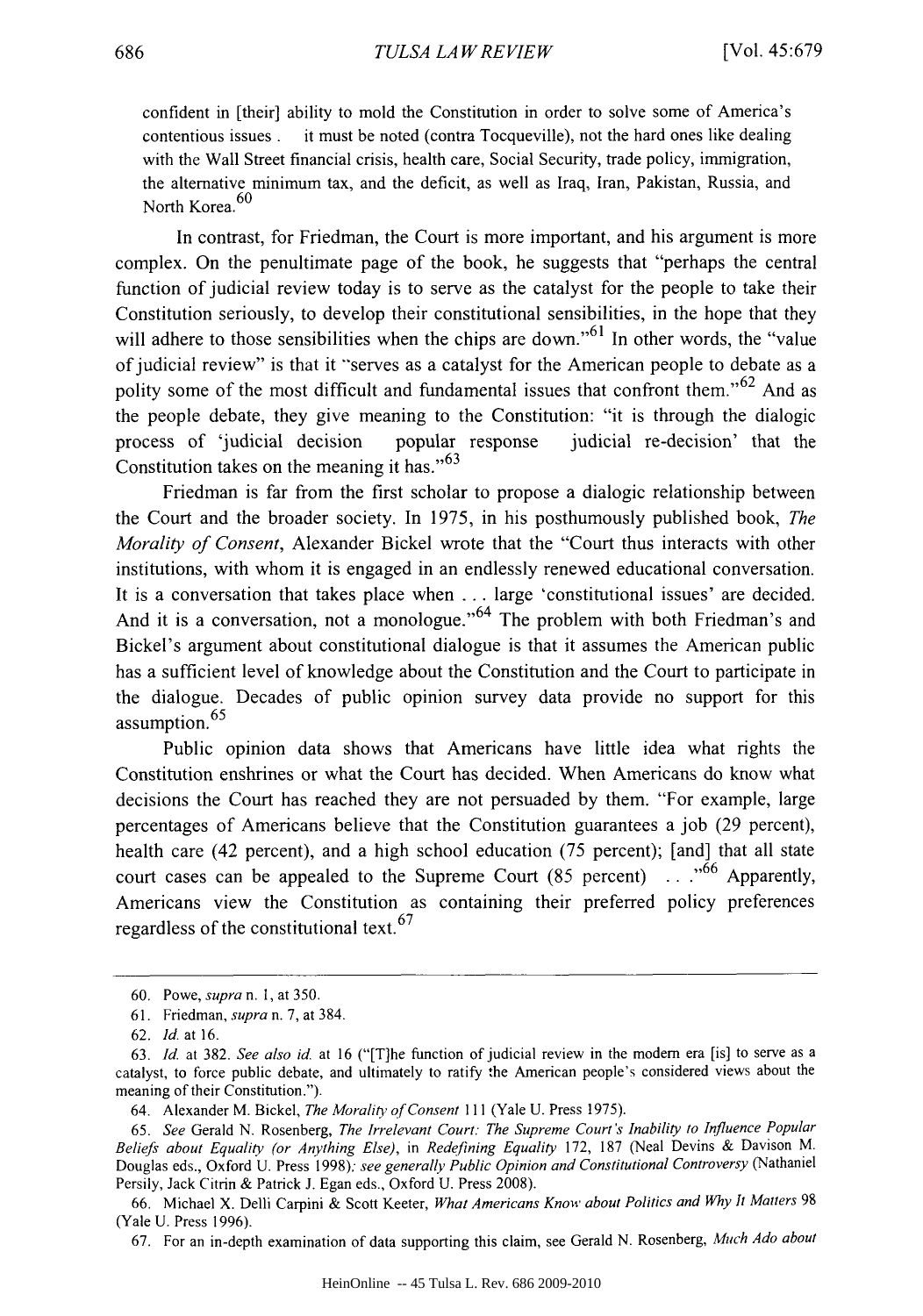confident in [their] ability to mold the Constitution in order to solve some of America's contentious issues . it must be noted (contra Tocqueville), not the hard ones like dealing with the Wall Street financial crisis, health care, Social Security, trade policy, immigration, the alternative minimum tax, and the deficit, as well as Iraq, Iran, Pakistan, Russia, and North Korea.[60]

In contrast, for Friedman, the Court is more important, and his argument is more complex. On the penultimate page of the book, he suggests that "perhaps the central function of judicial review today is to serve as the catalyst for the people to take their Constitution seriously, to develop their constitutional sensibilities, in the hope that they will adhere to those sensibilities when the chips are down."[61] In other words, the "value of judicial review" is that it "serves as a catalyst for the American people to debate as a polity some of the most difficult and fundamental issues that confront them."[62] And as the people debate, they give meaning to the Constitution: "it is through the dialogic process of 'judicial decision popular response judicial re-decision' that the Constitution takes on the meaning it has."[63]

Friedman is far from the first scholar to propose a dialogic relationship between the Court and the broader society. In 1975, in his posthumously published book, *The Morality of Consent*, Alexander Bickel wrote that the "Court thus interacts with other institutions, with whom it is engaged in an endlessly renewed educational conversation. It is a conversation that takes place when . . . large 'constitutional issues' are decided. And it is a conversation, not a monologue."[64] The problem with both Friedman's and Bickel's argument about constitutional dialogue is that it assumes the American public has a sufficient level of knowledge about the Constitution and the Court to participate in the dialogue. Decades of public opinion survey data provide no support for this assumption.[65]

Public opinion data shows that Americans have little idea what rights the Constitution enshrines or what the Court has decided. When Americans do know what decisions the Court has reached they are not persuaded by them. "For example, large percentages of Americans believe that the Constitution guarantees a job (29 percent), health care (42 percent), and a high school education (75 percent); [and] that all state court cases can be appealed to the Supreme Court (85 percent) . . ."[66] Apparently, Americans view the Constitution as containing their preferred policy preferences regardless of the constitutional text.[67]

---

60. Powe, *supra* n. 1, at 350.

61. Friedman, *supra* n. 7, at 384.

62. *Id.* at 16.

63. *Id.* at 382. *See also id.* at 16 ("[T]he function of judicial review in the modern era [is] to serve as a catalyst, to force public debate, and ultimately to ratify the American people's considered views about the meaning of their Constitution.").

64. Alexander M. Bickel, *The Morality of Consent* 111 (Yale U. Press 1975).

65. *See* Gerald N. Rosenberg, *The Irrelevant Court: The Supreme Court's Inability to Influence Popular Beliefs about Equality (or Anything Else)*, in *Redefining Equality* 172, 187 (Neal Devins & Davison M. Douglas eds., Oxford U. Press 1998); *see generally Public Opinion and Constitutional Controversy* (Nathaniel Persily, Jack Citrin & Patrick J. Egan eds., Oxford U. Press 2008).

66. Michael X. Delli Carpini & Scott Keeter, *What Americans Know about Politics and Why It Matters* 98 (Yale U. Press 1996).

67. For an in-depth examination of data supporting this claim, see Gerald N. Rosenberg, *Much Ado about*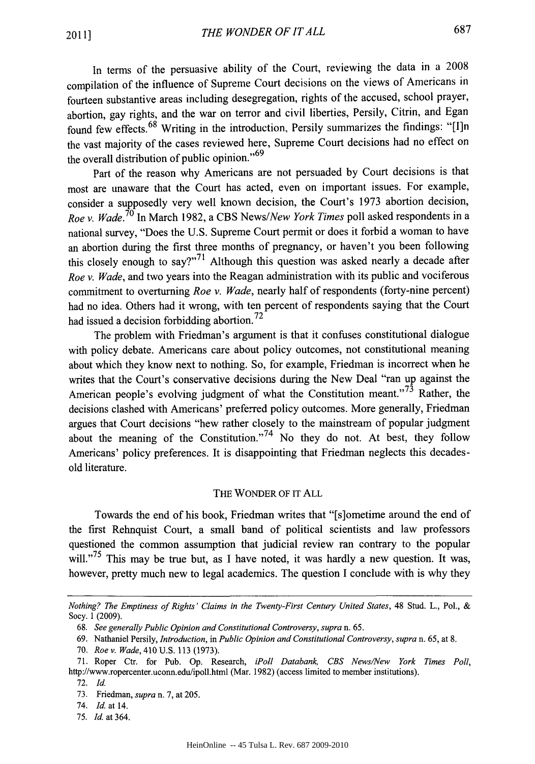In terms of the persuasive ability of the Court, reviewing the data in a 2008 compilation of the influence of Supreme Court decisions on the views of Americans in fourteen substantive areas including desegregation, rights of the accused, school prayer, abortion, gay rights, and the war on terror and civil liberties, Persily, Citrin, and Egan found few effects.[68] Writing in the introduction, Persily summarizes the findings: "[I]n the vast majority of the cases reviewed here, Supreme Court decisions had no effect on the overall distribution of public opinion."[69]

Part of the reason why Americans are not persuaded by Court decisions is that most are unaware that the Court has acted, even on important issues. For example, consider a supposedly very well known decision, the Court's 1973 abortion decision, *Roe v. Wade*.[70] In March 1982, a CBS News/*New York Times* poll asked respondents in a national survey, "Does the U.S. Supreme Court permit or does it forbid a woman to have an abortion during the first three months of pregnancy, or haven't you been following this closely enough to say?"[71] Although this question was asked nearly a decade after *Roe v. Wade*, and two years into the Reagan administration with its public and vociferous commitment to overturning *Roe v. Wade*, nearly half of respondents (forty-nine percent) had no idea. Others had it wrong, with ten percent of respondents saying that the Court had issued a decision forbidding abortion.[72]

The problem with Friedman's argument is that it confuses constitutional dialogue with policy debate. Americans care about policy outcomes, not constitutional meaning about which they know next to nothing. So, for example, Friedman is incorrect when he writes that the Court's conservative decisions during the New Deal "ran up against the American people's evolving judgment of what the Constitution meant."[73] Rather, the decisions clashed with Americans' preferred policy outcomes. More generally, Friedman argues that Court decisions "hew rather closely to the mainstream of popular judgment about the meaning of the Constitution."[74] No they do not. At best, they follow Americans' policy preferences. It is disappointing that Friedman neglects this decades-old literature.

## THE WONDER OF IT ALL

Towards the end of his book, Friedman writes that "[s]ometime around the end of the first Rehnquist Court, a small band of political scientists and law professors questioned the common assumption that judicial review ran contrary to the popular will."[75] This may be true but, as I have noted, it was hardly a new question. It was, however, pretty much new to legal academics. The question I conclude with is why they

---

*Nothing? The Emptiness of Rights' Claims in the Twenty-First Century United States*, 48 Stud. L., Pol., & Socy. 1 (2009).

68. *See generally Public Opinion and Constitutional Controversy*, *supra* n. 65.

69. Nathaniel Persily, *Introduction*, in *Public Opinion and Constitutional Controversy*, *supra* n. 65, at 8.

70. *Roe v. Wade*, 410 U.S. 113 (1973).

71. Roper Ctr. for Pub. Op. Research, *iPoll Databank, CBS News/New York Times Poll*, http://www.ropercenter.uconn.edu/ipoll.html (Mar. 1982) (access limited to member institutions).

72. *Id.*

73. Friedman, *supra* n. 7, at 205.

74. *Id.* at 14.

75. *Id.* at 364.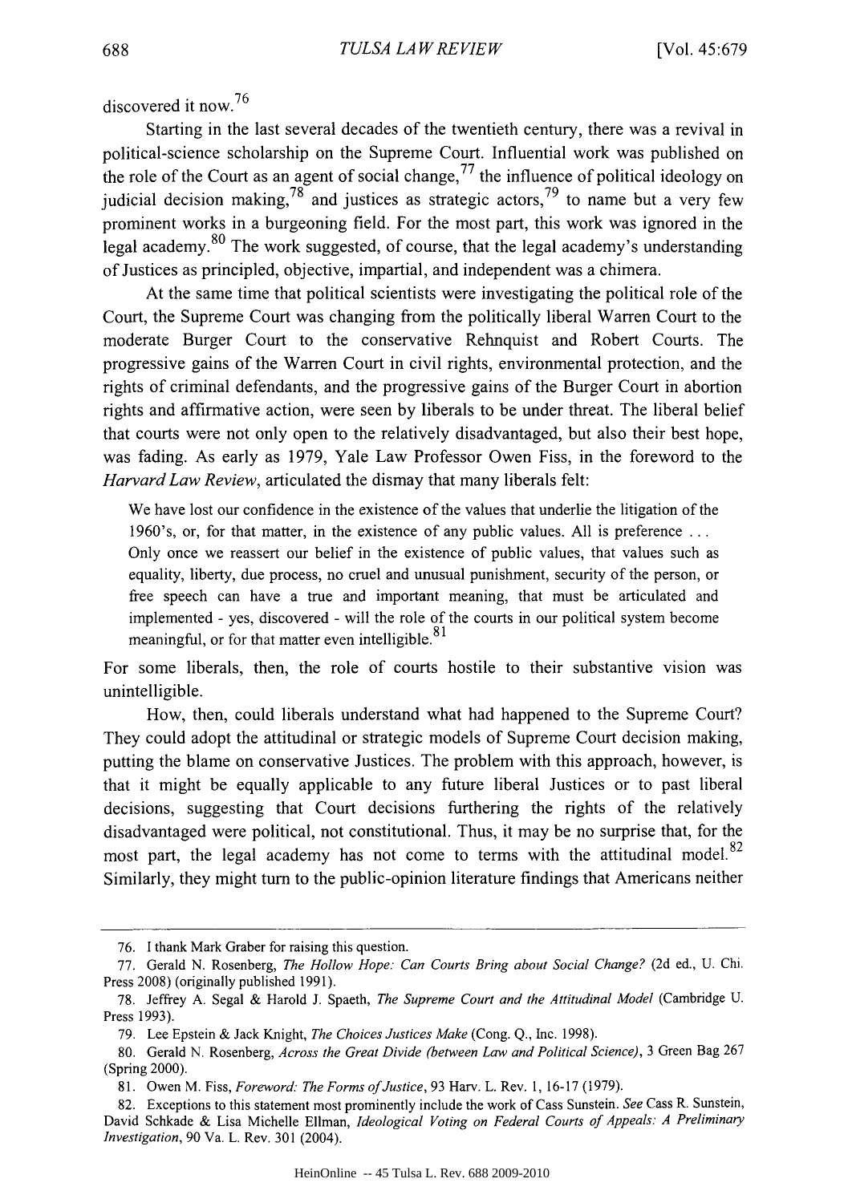discovered it now.[76]

Starting in the last several decades of the twentieth century, there was a revival in political-science scholarship on the Supreme Court. Influential work was published on the role of the Court as an agent of social change,[77] the influence of political ideology on judicial decision making,[78] and justices as strategic actors,[79] to name but a very few prominent works in a burgeoning field. For the most part, this work was ignored in the legal academy.[80] The work suggested, of course, that the legal academy's understanding of Justices as principled, objective, impartial, and independent was a chimera.

At the same time that political scientists were investigating the political role of the Court, the Supreme Court was changing from the politically liberal Warren Court to the moderate Burger Court to the conservative Rehnquist and Robert Courts. The progressive gains of the Warren Court in civil rights, environmental protection, and the rights of criminal defendants, and the progressive gains of the Burger Court in abortion rights and affirmative action, were seen by liberals to be under threat. The liberal belief that courts were not only open to the relatively disadvantaged, but also their best hope, was fading. As early as 1979, Yale Law Professor Owen Fiss, in the foreword to the *Harvard Law Review*, articulated the dismay that many liberals felt:

> We have lost our confidence in the existence of the values that underlie the litigation of the 1960's, or, for that matter, in the existence of any public values. All is preference . . . Only once we reassert our belief in the existence of public values, that values such as equality, liberty, due process, no cruel and unusual punishment, security of the person, or free speech can have a true and important meaning, that must be articulated and implemented - yes, discovered - will the role of the courts in our political system become meaningful, or for that matter even intelligible.[81]

For some liberals, then, the role of courts hostile to their substantive vision was unintelligible.

How, then, could liberals understand what had happened to the Supreme Court? They could adopt the attitudinal or strategic models of Supreme Court decision making, putting the blame on conservative Justices. The problem with this approach, however, is that it might be equally applicable to any future liberal Justices or to past liberal decisions, suggesting that Court decisions furthering the rights of the relatively disadvantaged were political, not constitutional. Thus, it may be no surprise that, for the most part, the legal academy has not come to terms with the attitudinal model.[82] Similarly, they might turn to the public-opinion literature findings that Americans neither

---

76. I thank Mark Graber for raising this question.

77. Gerald N. Rosenberg, *The Hollow Hope: Can Courts Bring about Social Change?* (2d ed., U. Chi. Press 2008) (originally published 1991).

78. Jeffrey A. Segal & Harold J. Spaeth, *The Supreme Court and the Attitudinal Model* (Cambridge U. Press 1993).

79. Lee Epstein & Jack Knight, *The Choices Justices Make* (Cong. Q., Inc. 1998).

80. Gerald N. Rosenberg, *Across the Great Divide (between Law and Political Science)*, 3 Green Bag 267 (Spring 2000).

81. Owen M. Fiss, *Foreword: The Forms of Justice*, 93 Harv. L. Rev. 1, 16-17 (1979).

82. Exceptions to this statement most prominently include the work of Cass Sunstein. *See* Cass R. Sunstein, David Schkade & Lisa Michelle Ellman, *Ideological Voting on Federal Courts of Appeals: A Preliminary Investigation*, 90 Va. L. Rev. 301 (2004).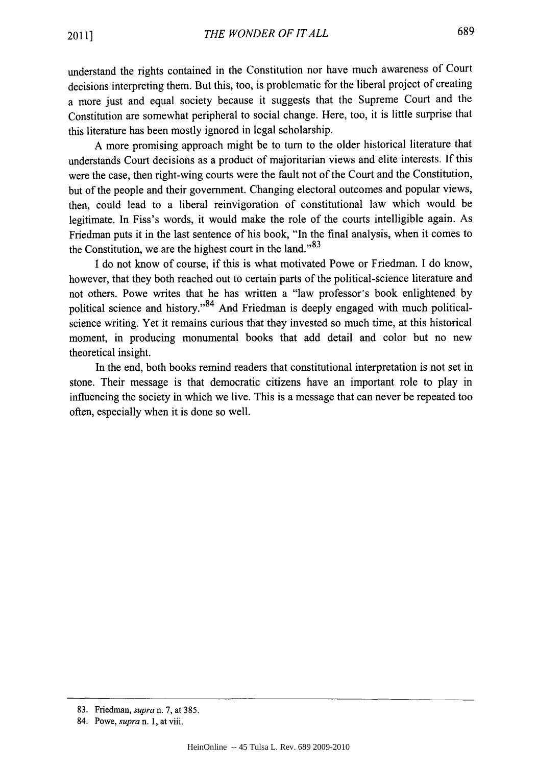understand the rights contained in the Constitution nor have much awareness of Court decisions interpreting them. But this, too, is problematic for the liberal project of creating a more just and equal society because it suggests that the Supreme Court and the Constitution are somewhat peripheral to social change. Here, too, it is little surprise that this literature has been mostly ignored in legal scholarship.

A more promising approach might be to turn to the older historical literature that understands Court decisions as a product of majoritarian views and elite interests. If this were the case, then right-wing courts were the fault not of the Court and the Constitution, but of the people and their government. Changing electoral outcomes and popular views, then, could lead to a liberal reinvigoration of constitutional law which would be legitimate. In Fiss's words, it would make the role of the courts intelligible again. As Friedman puts it in the last sentence of his book, "In the final analysis, when it comes to the Constitution, we are the highest court in the land."[83]

I do not know of course, if this is what motivated Powe or Friedman. I do know, however, that they both reached out to certain parts of the political-science literature and not others. Powe writes that he has written a "law professor's book enlightened by political science and history."[84] And Friedman is deeply engaged with much political-science writing. Yet it remains curious that they invested so much time, at this historical moment, in producing monumental books that add detail and color but no new theoretical insight.

In the end, both books remind readers that constitutional interpretation is not set in stone. Their message is that democratic citizens have an important role to play in influencing the society in which we live. This is a message that can never be repeated too often, especially when it is done so well.

---

83. Friedman, *supra* n. 7, at 385.

84. Powe, *supra* n. 1, at viii.